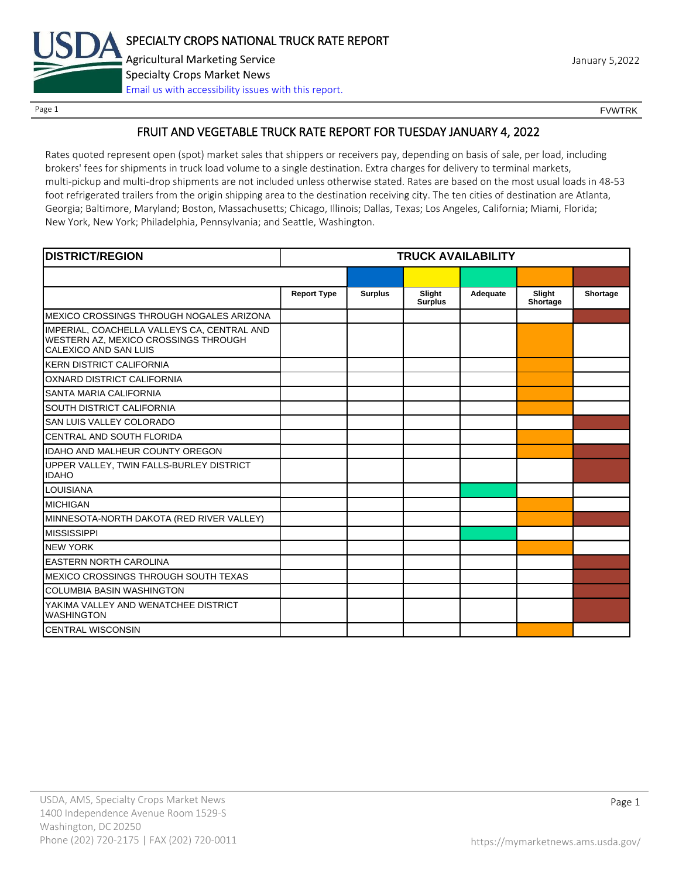# SPECIALTY CROPS NATIONAL TRUCK RATE REPORT

Agricultural Marketing Service
Specialty Crops Market News
Email us with accessibility issues with this report.

January 5,2022

FVWTRK

## FRUIT AND VEGETABLE TRUCK RATE REPORT FOR TUESDAY JANUARY 4, 2022

Rates quoted represent open (spot) market sales that shippers or receivers pay, depending on basis of sale, per load, including brokers' fees for shipments in truck load volume to a single destination. Extra charges for delivery to terminal markets, multi-pickup and multi-drop shipments are not included unless otherwise stated. Rates are based on the most usual loads in 48-53 foot refrigerated trailers from the origin shipping area to the destination receiving city. The ten cities of destination are Atlanta, Georgia; Baltimore, Maryland; Boston, Massachusetts; Chicago, Illinois; Dallas, Texas; Los Angeles, California; Miami, Florida; New York, New York; Philadelphia, Pennsylvania; and Seattle, Washington.

| DISTRICT/REGION | TRUCK AVAILABILITY | | | | | |
|---|---|---|---|---|---|---|
| | Report Type | Surplus | Slight Surplus | Adequate | Slight Shortage | Shortage |
| MEXICO CROSSINGS THROUGH NOGALES ARIZONA | | | | | | X |
| IMPERIAL, COACHELLA VALLEYS CA, CENTRAL AND WESTERN AZ, MEXICO CROSSINGS THROUGH CALEXICO AND SAN LUIS | | | | | X | |
| KERN DISTRICT CALIFORNIA | | | | | X | |
| OXNARD DISTRICT CALIFORNIA | | | | | X | |
| SANTA MARIA CALIFORNIA | | | | | X | |
| SOUTH DISTRICT CALIFORNIA | | | | | X | |
| SAN LUIS VALLEY COLORADO | | | | | | X |
| CENTRAL AND SOUTH FLORIDA | | | | | X | |
| IDAHO AND MALHEUR COUNTY OREGON | | | | | X | X |
| UPPER VALLEY, TWIN FALLS-BURLEY DISTRICT IDAHO | | | | | | X |
| LOUISIANA | | | | X | | |
| MICHIGAN | | | | | X | |
| MINNESOTA-NORTH DAKOTA (RED RIVER VALLEY) | | | | | X | X |
| MISSISSIPPI | | | | X | | |
| NEW YORK | | | | | X | |
| EASTERN NORTH CAROLINA | | | | | | X |
| MEXICO CROSSINGS THROUGH SOUTH TEXAS | | | | | | X |
| COLUMBIA BASIN WASHINGTON | | | | | | X |
| YAKIMA VALLEY AND WENATCHEE DISTRICT WASHINGTON | | | | | | X |
| CENTRAL WISCONSIN | | | | | X | |

USDA, AMS, Specialty Crops Market News
1400 Independence Avenue Room 1529-S
Washington, DC 20250
Phone (202) 720-2175 | FAX (202) 720-0011

https://mymarketnews.ams.usda.gov/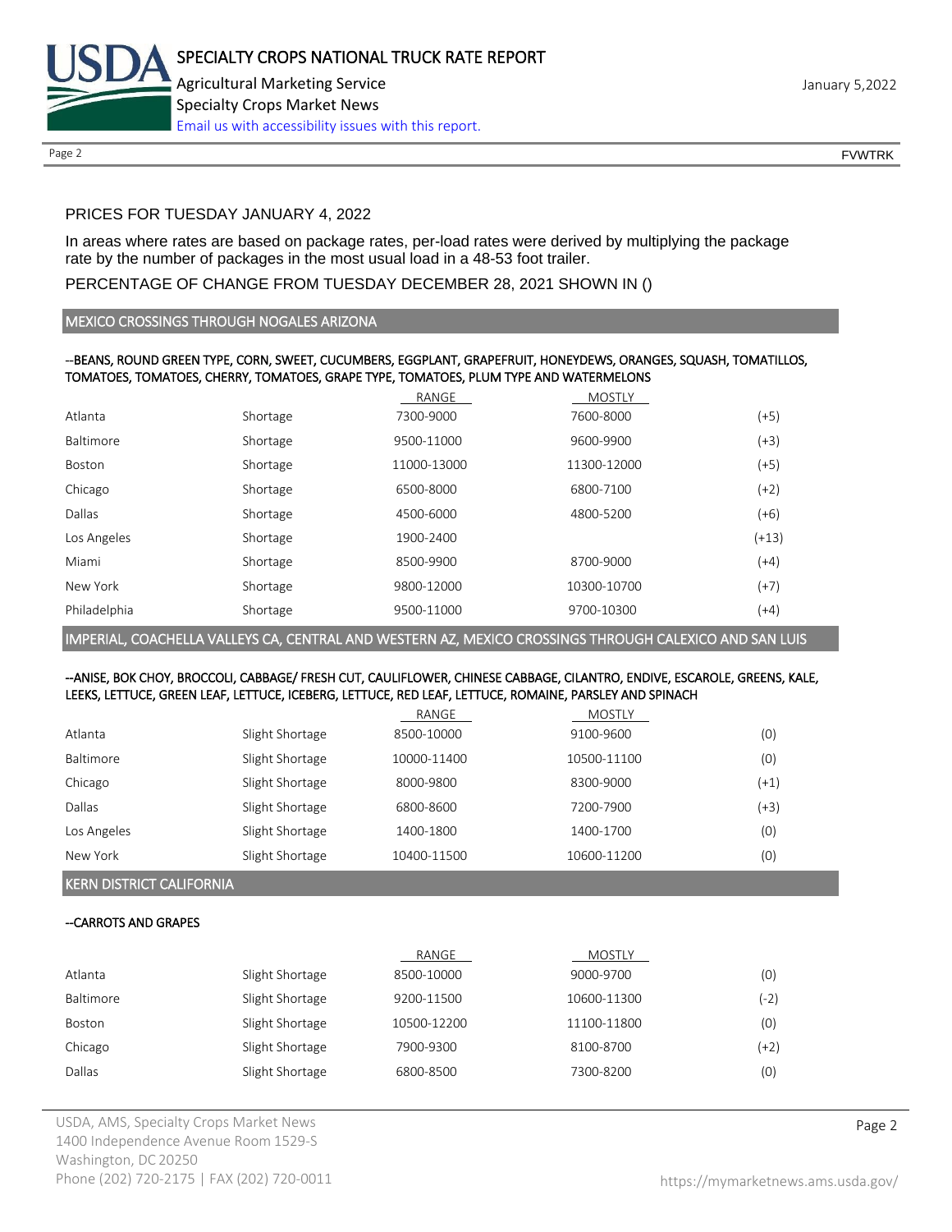PRICES FOR TUESDAY JANUARY 4, 2022

In areas where rates are based on package rates, per-load rates were derived by multiplying the package rate by the number of packages in the most usual load in a 48-53 foot trailer.

PERCENTAGE OF CHANGE FROM TUESDAY DECEMBER 28, 2021 SHOWN IN ()

## MEXICO CROSSINGS THROUGH NOGALES ARIZONA

--BEANS, ROUND GREEN TYPE, CORN, SWEET, CUCUMBERS, EGGPLANT, GRAPEFRUIT, HONEYDEWS, ORANGES, SQUASH, TOMATILLOS, TOMATOES, TOMATOES, CHERRY, TOMATOES, GRAPE TYPE, TOMATOES, PLUM TYPE AND WATERMELONS

| | | RANGE | MOSTLY | |
|---|---|---|---|---|
| Atlanta | Shortage | 7300-9000 | 7600-8000 | (+5) |
| Baltimore | Shortage | 9500-11000 | 9600-9900 | (+3) |
| Boston | Shortage | 11000-13000 | 11300-12000 | (+5) |
| Chicago | Shortage | 6500-8000 | 6800-7100 | (+2) |
| Dallas | Shortage | 4500-6000 | 4800-5200 | (+6) |
| Los Angeles | Shortage | 1900-2400 | | (+13) |
| Miami | Shortage | 8500-9900 | 8700-9000 | (+4) |
| New York | Shortage | 9800-12000 | 10300-10700 | (+7) |
| Philadelphia | Shortage | 9500-11000 | 9700-10300 | (+4) |

## IMPERIAL, COACHELLA VALLEYS CA, CENTRAL AND WESTERN AZ, MEXICO CROSSINGS THROUGH CALEXICO AND SAN LUIS

--ANISE, BOK CHOY, BROCCOLI, CABBAGE/ FRESH CUT, CAULIFLOWER, CHINESE CABBAGE, CILANTRO, ENDIVE, ESCAROLE, GREENS, KALE, LEEKS, LETTUCE, GREEN LEAF, LETTUCE, ICEBERG, LETTUCE, RED LEAF, LETTUCE, ROMAINE, PARSLEY AND SPINACH

| | | RANGE | MOSTLY | |
|---|---|---|---|---|
| Atlanta | Slight Shortage | 8500-10000 | 9100-9600 | (0) |
| Baltimore | Slight Shortage | 10000-11400 | 10500-11100 | (0) |
| Chicago | Slight Shortage | 8000-9800 | 8300-9000 | (+1) |
| Dallas | Slight Shortage | 6800-8600 | 7200-7900 | (+3) |
| Los Angeles | Slight Shortage | 1400-1800 | 1400-1700 | (0) |
| New York | Slight Shortage | 10400-11500 | 10600-11200 | (0) |

## KERN DISTRICT CALIFORNIA

--CARROTS AND GRAPES

| | | RANGE | MOSTLY | |
|---|---|---|---|---|
| Atlanta | Slight Shortage | 8500-10000 | 9000-9700 | (0) |
| Baltimore | Slight Shortage | 9200-11500 | 10600-11300 | (-2) |
| Boston | Slight Shortage | 10500-12200 | 11100-11800 | (0) |
| Chicago | Slight Shortage | 7900-9300 | 8100-8700 | (+2) |
| Dallas | Slight Shortage | 6800-8500 | 7300-8200 | (0) |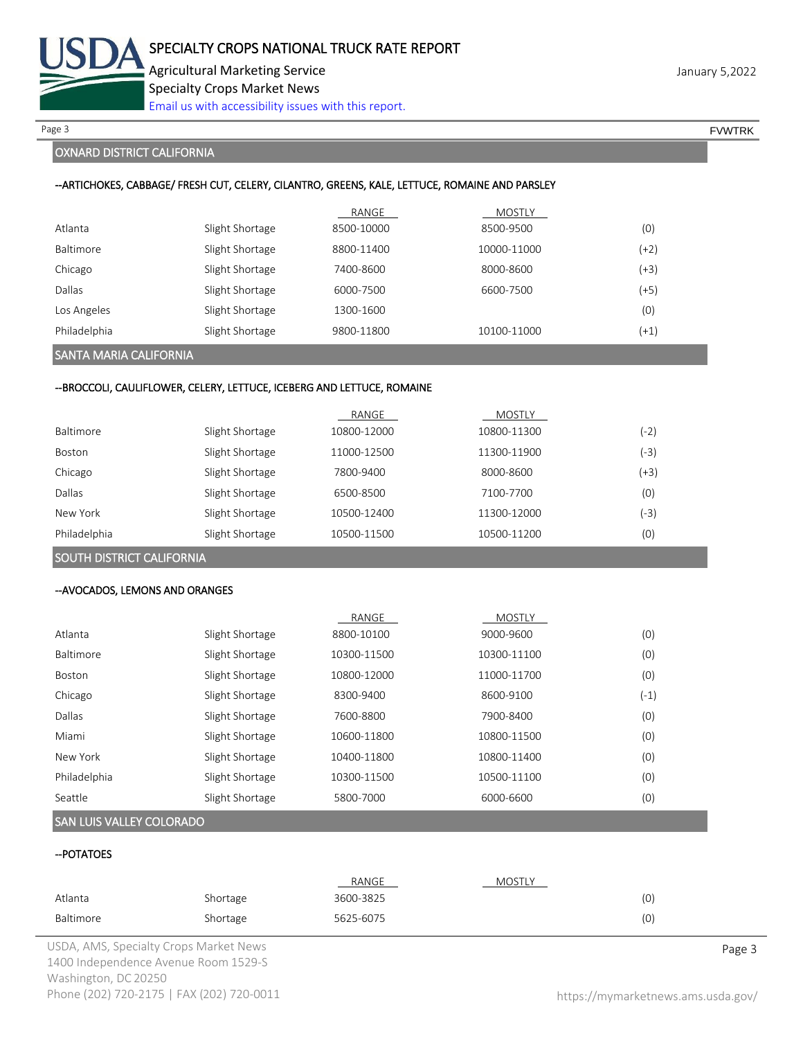## OXNARD DISTRICT CALIFORNIA

### --ARTICHOKES, CABBAGE/ FRESH CUT, CELERY, CILANTRO, GREENS, KALE, LETTUCE, ROMAINE AND PARSLEY

| | | RANGE | MOSTLY | |
|---|---|---|---|---|
| Atlanta | Slight Shortage | 8500-10000 | 8500-9500 | (0) |
| Baltimore | Slight Shortage | 8800-11400 | 10000-11000 | (+2) |
| Chicago | Slight Shortage | 7400-8600 | 8000-8600 | (+3) |
| Dallas | Slight Shortage | 6000-7500 | 6600-7500 | (+5) |
| Los Angeles | Slight Shortage | 1300-1600 | | (0) |
| Philadelphia | Slight Shortage | 9800-11800 | 10100-11000 | (+1) |

## SANTA MARIA CALIFORNIA

### --BROCCOLI, CAULIFLOWER, CELERY, LETTUCE, ICEBERG AND LETTUCE, ROMAINE

| | | RANGE | MOSTLY | |
|---|---|---|---|---|
| Baltimore | Slight Shortage | 10800-12000 | 10800-11300 | (-2) |
| Boston | Slight Shortage | 11000-12500 | 11300-11900 | (-3) |
| Chicago | Slight Shortage | 7800-9400 | 8000-8600 | (+3) |
| Dallas | Slight Shortage | 6500-8500 | 7100-7700 | (0) |
| New York | Slight Shortage | 10500-12400 | 11300-12000 | (-3) |
| Philadelphia | Slight Shortage | 10500-11500 | 10500-11200 | (0) |

## SOUTH DISTRICT CALIFORNIA

### --AVOCADOS, LEMONS AND ORANGES

| | | RANGE | MOSTLY | |
|---|---|---|---|---|
| Atlanta | Slight Shortage | 8800-10100 | 9000-9600 | (0) |
| Baltimore | Slight Shortage | 10300-11500 | 10300-11100 | (0) |
| Boston | Slight Shortage | 10800-12000 | 11000-11700 | (0) |
| Chicago | Slight Shortage | 8300-9400 | 8600-9100 | (-1) |
| Dallas | Slight Shortage | 7600-8800 | 7900-8400 | (0) |
| Miami | Slight Shortage | 10600-11800 | 10800-11500 | (0) |
| New York | Slight Shortage | 10400-11800 | 10800-11400 | (0) |
| Philadelphia | Slight Shortage | 10300-11500 | 10500-11100 | (0) |
| Seattle | Slight Shortage | 5800-7000 | 6000-6600 | (0) |

## SAN LUIS VALLEY COLORADO

### --POTATOES

| | | RANGE | MOSTLY | |
|---|---|---|---|---|
| Atlanta | Shortage | 3600-3825 | | (0) |
| Baltimore | Shortage | 5625-6075 | | (0) |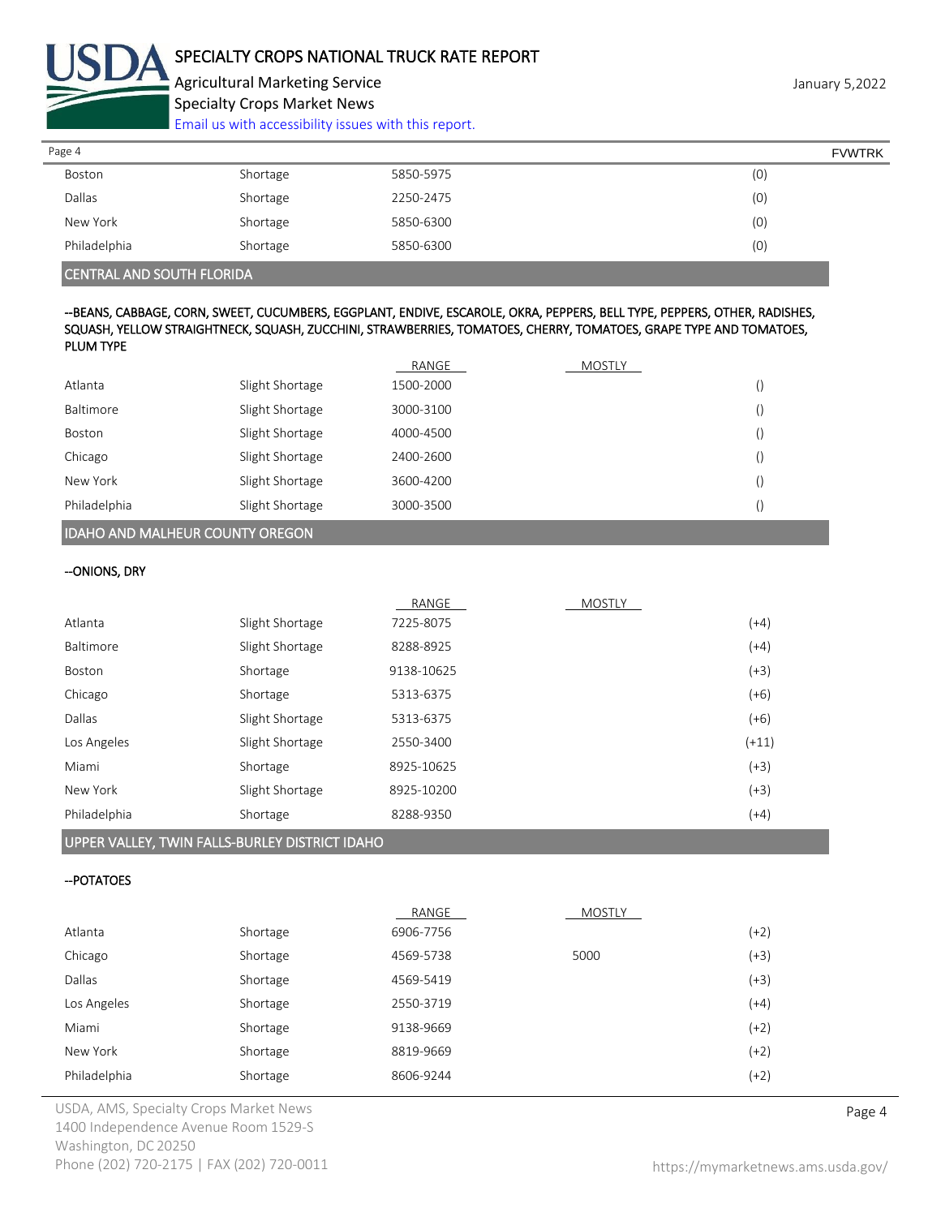| | | | | |
|---|---|---|---|---|
| Boston | Shortage | 5850-5975 | | (0) |
| Dallas | Shortage | 2250-2475 | | (0) |
| New York | Shortage | 5850-6300 | | (0) |
| Philadelphia | Shortage | 5850-6300 | | (0) |

## CENTRAL AND SOUTH FLORIDA

**--BEANS, CABBAGE, CORN, SWEET, CUCUMBERS, EGGPLANT, ENDIVE, ESCAROLE, OKRA, PEPPERS, BELL TYPE, PEPPERS, OTHER, RADISHES, SQUASH, YELLOW STRAIGHTNECK, SQUASH, ZUCCHINI, STRAWBERRIES, TOMATOES, CHERRY, TOMATOES, GRAPE TYPE AND TOMATOES, PLUM TYPE**

| | | RANGE | MOSTLY | |
|---|---|---|---|---|
| Atlanta | Slight Shortage | 1500-2000 | | () |
| Baltimore | Slight Shortage | 3000-3100 | | () |
| Boston | Slight Shortage | 4000-4500 | | () |
| Chicago | Slight Shortage | 2400-2600 | | () |
| New York | Slight Shortage | 3600-4200 | | () |
| Philadelphia | Slight Shortage | 3000-3500 | | () |

## IDAHO AND MALHEUR COUNTY OREGON

**--ONIONS, DRY**

| | | RANGE | MOSTLY | |
|---|---|---|---|---|
| Atlanta | Slight Shortage | 7225-8075 | | (+4) |
| Baltimore | Slight Shortage | 8288-8925 | | (+4) |
| Boston | Shortage | 9138-10625 | | (+3) |
| Chicago | Shortage | 5313-6375 | | (+6) |
| Dallas | Slight Shortage | 5313-6375 | | (+6) |
| Los Angeles | Slight Shortage | 2550-3400 | | (+11) |
| Miami | Shortage | 8925-10625 | | (+3) |
| New York | Slight Shortage | 8925-10200 | | (+3) |
| Philadelphia | Shortage | 8288-9350 | | (+4) |

## UPPER VALLEY, TWIN FALLS-BURLEY DISTRICT IDAHO

**--POTATOES**

| | | RANGE | MOSTLY | |
|---|---|---|---|---|
| Atlanta | Shortage | 6906-7756 | | (+2) |
| Chicago | Shortage | 4569-5738 | 5000 | (+3) |
| Dallas | Shortage | 4569-5419 | | (+3) |
| Los Angeles | Shortage | 2550-3719 | | (+4) |
| Miami | Shortage | 9138-9669 | | (+2) |
| New York | Shortage | 8819-9669 | | (+2) |
| Philadelphia | Shortage | 8606-9244 | | (+2) |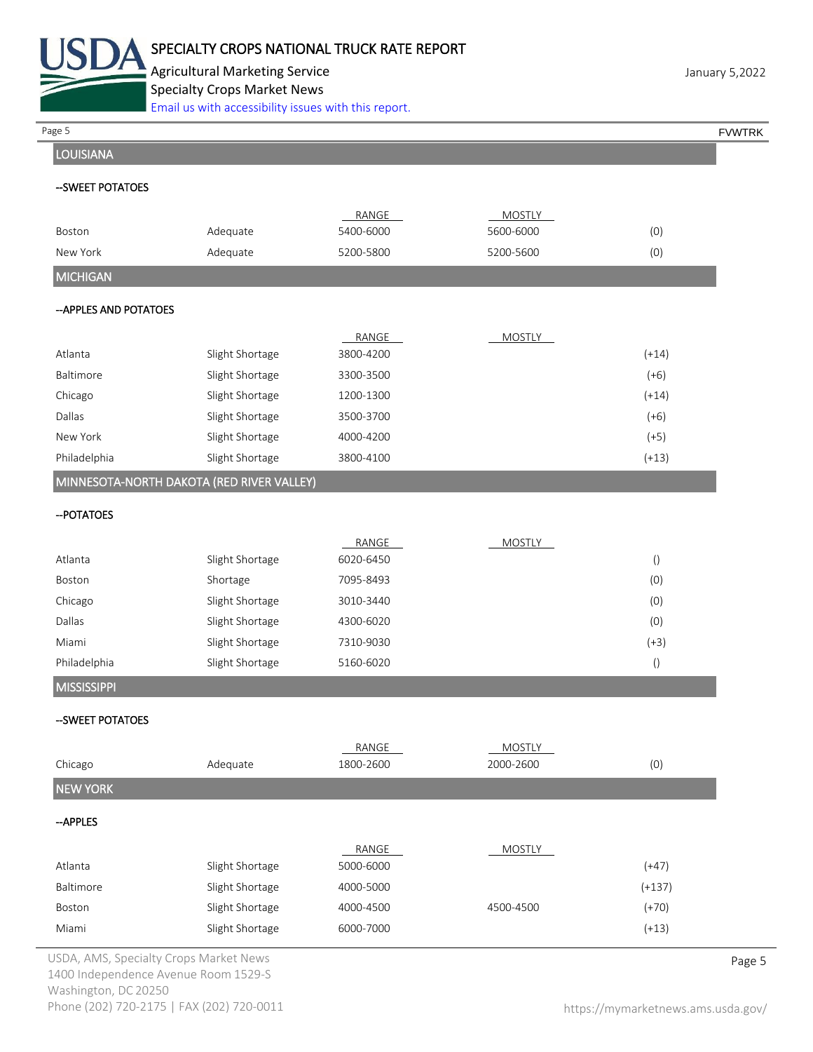## LOUISIANA

### --SWEET POTATOES

| | | RANGE | MOSTLY | |
|---|---|---|---|---|
| Boston | Adequate | 5400-6000 | 5600-6000 | (0) |
| New York | Adequate | 5200-5800 | 5200-5600 | (0) |

## MICHIGAN

### --APPLES AND POTATOES

| | | RANGE | MOSTLY | |
|---|---|---|---|---|
| Atlanta | Slight Shortage | 3800-4200 | | (+14) |
| Baltimore | Slight Shortage | 3300-3500 | | (+6) |
| Chicago | Slight Shortage | 1200-1300 | | (+14) |
| Dallas | Slight Shortage | 3500-3700 | | (+6) |
| New York | Slight Shortage | 4000-4200 | | (+5) |
| Philadelphia | Slight Shortage | 3800-4100 | | (+13) |

## MINNESOTA-NORTH DAKOTA (RED RIVER VALLEY)

### --POTATOES

| | | RANGE | MOSTLY | |
|---|---|---|---|---|
| Atlanta | Slight Shortage | 6020-6450 | | () |
| Boston | Shortage | 7095-8493 | | (0) |
| Chicago | Slight Shortage | 3010-3440 | | (0) |
| Dallas | Slight Shortage | 4300-6020 | | (0) |
| Miami | Slight Shortage | 7310-9030 | | (+3) |
| Philadelphia | Slight Shortage | 5160-6020 | | () |

## MISSISSIPPI

### --SWEET POTATOES

| | | RANGE | MOSTLY | |
|---|---|---|---|---|
| Chicago | Adequate | 1800-2600 | 2000-2600 | (0) |

## NEW YORK

### --APPLES

| | | RANGE | MOSTLY | |
|---|---|---|---|---|
| Atlanta | Slight Shortage | 5000-6000 | | (+47) |
| Baltimore | Slight Shortage | 4000-5000 | | (+137) |
| Boston | Slight Shortage | 4000-4500 | 4500-4500 | (+70) |
| Miami | Slight Shortage | 6000-7000 | | (+13) |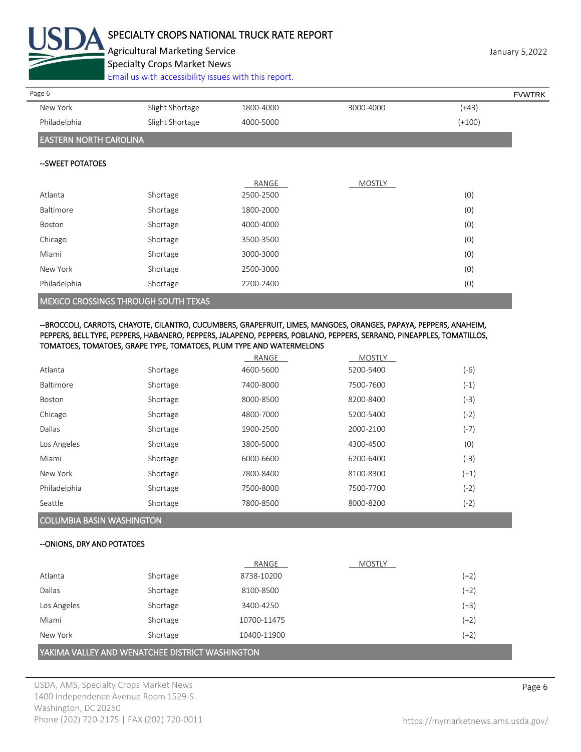| | | | | |
|---|---|---|---|---|
| New York | Slight Shortage | 1800-4000 | 3000-4000 | (+43) |
| Philadelphia | Slight Shortage | 4000-5000 | | (+100) |

## EASTERN NORTH CAROLINA

--SWEET POTATOES

| | | RANGE | MOSTLY | |
|---|---|---|---|---|
| Atlanta | Shortage | 2500-2500 | | (0) |
| Baltimore | Shortage | 1800-2000 | | (0) |
| Boston | Shortage | 4000-4000 | | (0) |
| Chicago | Shortage | 3500-3500 | | (0) |
| Miami | Shortage | 3000-3000 | | (0) |
| New York | Shortage | 2500-3000 | | (0) |
| Philadelphia | Shortage | 2200-2400 | | (0) |

## MEXICO CROSSINGS THROUGH SOUTH TEXAS

--BROCCOLI, CARROTS, CHAYOTE, CILANTRO, CUCUMBERS, GRAPEFRUIT, LIMES, MANGOES, ORANGES, PAPAYA, PEPPERS, ANAHEIM, PEPPERS, BELL TYPE, PEPPERS, HABANERO, PEPPERS, JALAPENO, PEPPERS, POBLANO, PEPPERS, SERRANO, PINEAPPLES, TOMATILLOS, TOMATOES, TOMATOES, GRAPE TYPE, TOMATOES, PLUM TYPE AND WATERMELONS

| | | RANGE | MOSTLY | |
|---|---|---|---|---|
| Atlanta | Shortage | 4600-5600 | 5200-5400 | (-6) |
| Baltimore | Shortage | 7400-8000 | 7500-7600 | (-1) |
| Boston | Shortage | 8000-8500 | 8200-8400 | (-3) |
| Chicago | Shortage | 4800-7000 | 5200-5400 | (-2) |
| Dallas | Shortage | 1900-2500 | 2000-2100 | (-7) |
| Los Angeles | Shortage | 3800-5000 | 4300-4500 | (0) |
| Miami | Shortage | 6000-6600 | 6200-6400 | (-3) |
| New York | Shortage | 7800-8400 | 8100-8300 | (+1) |
| Philadelphia | Shortage | 7500-8000 | 7500-7700 | (-2) |
| Seattle | Shortage | 7800-8500 | 8000-8200 | (-2) |

## COLUMBIA BASIN WASHINGTON

--ONIONS, DRY AND POTATOES

| | | RANGE | MOSTLY | |
|---|---|---|---|---|
| Atlanta | Shortage | 8738-10200 | | (+2) |
| Dallas | Shortage | 8100-8500 | | (+2) |
| Los Angeles | Shortage | 3400-4250 | | (+3) |
| Miami | Shortage | 10700-11475 | | (+2) |
| New York | Shortage | 10400-11900 | | (+2) |

## YAKIMA VALLEY AND WENATCHEE DISTRICT WASHINGTON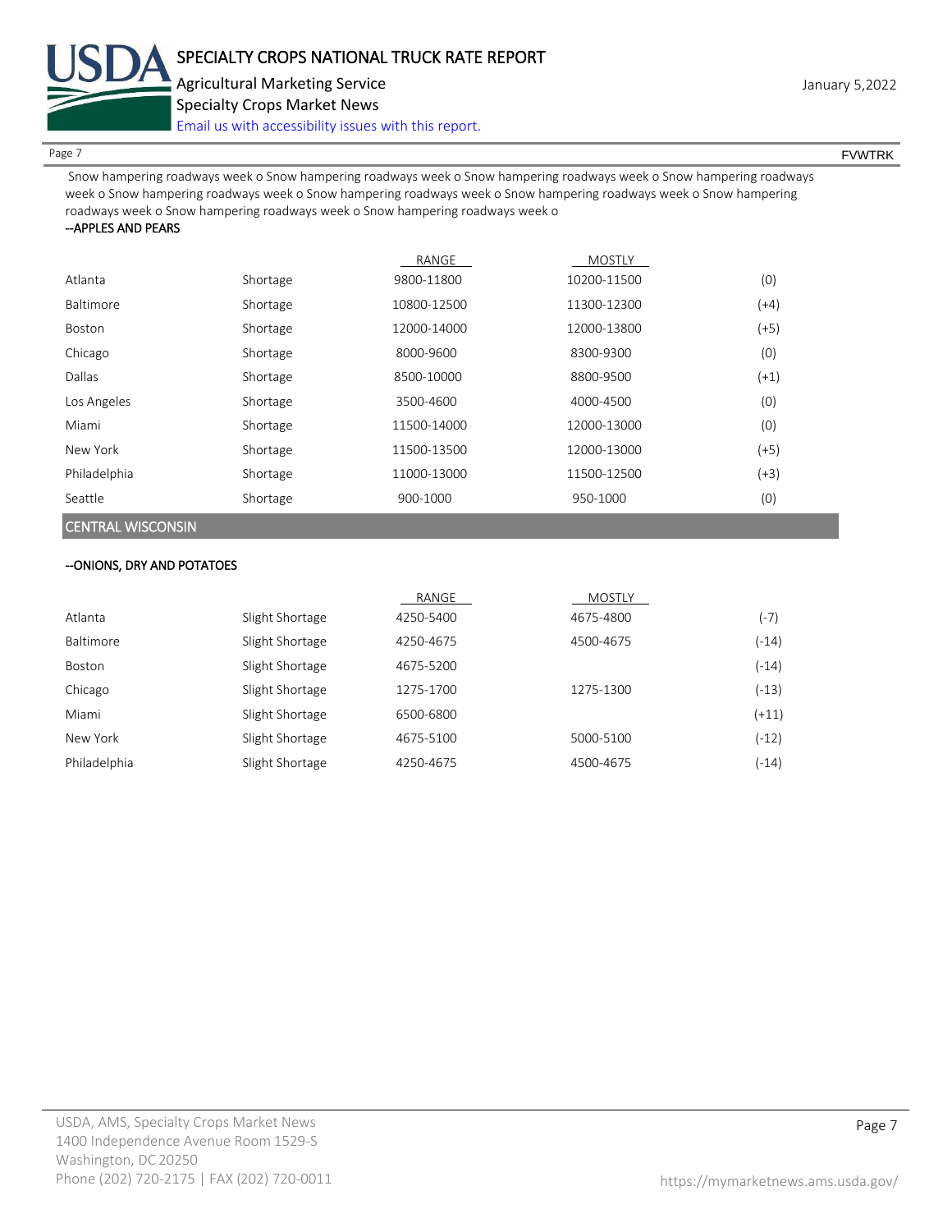Snow hampering roadways week o Snow hampering roadways week o Snow hampering roadways week o Snow hampering roadways week o Snow hampering roadways week o Snow hampering roadways week o Snow hampering roadways week o Snow hampering roadways week o Snow hampering roadways week o Snow hampering roadways week o

--APPLES AND PEARS

| | | RANGE | MOSTLY | |
|---|---|---|---|---|
| Atlanta | Shortage | 9800-11800 | 10200-11500 | (0) |
| Baltimore | Shortage | 10800-12500 | 11300-12300 | (+4) |
| Boston | Shortage | 12000-14000 | 12000-13800 | (+5) |
| Chicago | Shortage | 8000-9600 | 8300-9300 | (0) |
| Dallas | Shortage | 8500-10000 | 8800-9500 | (+1) |
| Los Angeles | Shortage | 3500-4600 | 4000-4500 | (0) |
| Miami | Shortage | 11500-14000 | 12000-13000 | (0) |
| New York | Shortage | 11500-13500 | 12000-13000 | (+5) |
| Philadelphia | Shortage | 11000-13000 | 11500-12500 | (+3) |
| Seattle | Shortage | 900-1000 | 950-1000 | (0) |

## CENTRAL WISCONSIN

--ONIONS, DRY AND POTATOES

| | | RANGE | MOSTLY | |
|---|---|---|---|---|
| Atlanta | Slight Shortage | 4250-5400 | 4675-4800 | (-7) |
| Baltimore | Slight Shortage | 4250-4675 | 4500-4675 | (-14) |
| Boston | Slight Shortage | 4675-5200 | | (-14) |
| Chicago | Slight Shortage | 1275-1700 | 1275-1300 | (-13) |
| Miami | Slight Shortage | 6500-6800 | | (+11) |
| New York | Slight Shortage | 4675-5100 | 5000-5100 | (-12) |
| Philadelphia | Slight Shortage | 4250-4675 | 4500-4675 | (-14) |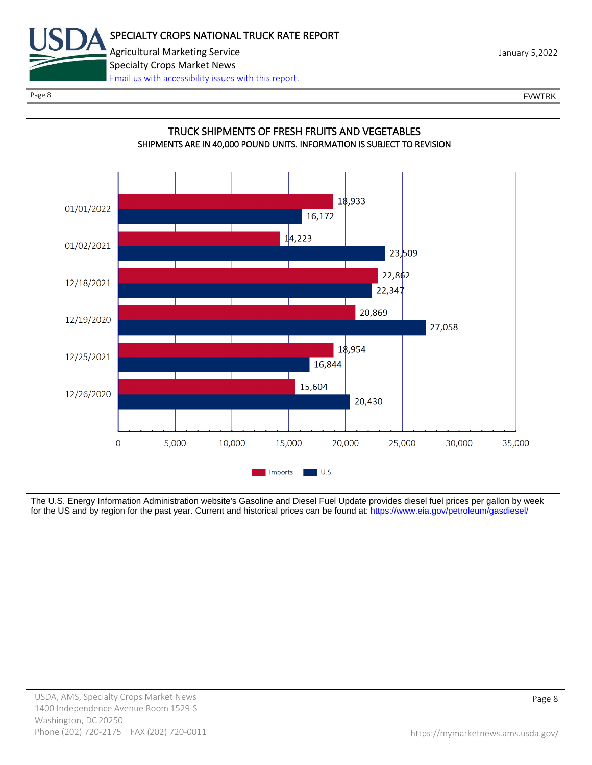## TRUCK SHIPMENTS OF FRESH FRUITS AND VEGETABLES

SHIPMENTS ARE IN 40,000 POUND UNITS. INFORMATION IS SUBJECT TO REVISION

01/01/2022
18,933
16,172

01/02/2021
14,223
23,509

12/18/2021
22,862
22,347

12/19/2020
20,869
27,058

12/25/2021
18,954
16,844

12/26/2020
15,604
20,430

0
5,000
10,000
15,000
20,000
25,000
30,000
35,000

Imports
U.S.

The U.S. Energy Information Administration website's Gasoline and Diesel Fuel Update provides diesel fuel prices per gallon by week for the US and by region for the past year. Current and historical prices can be found at: https://www.eia.gov/petroleum/gasdiesel/